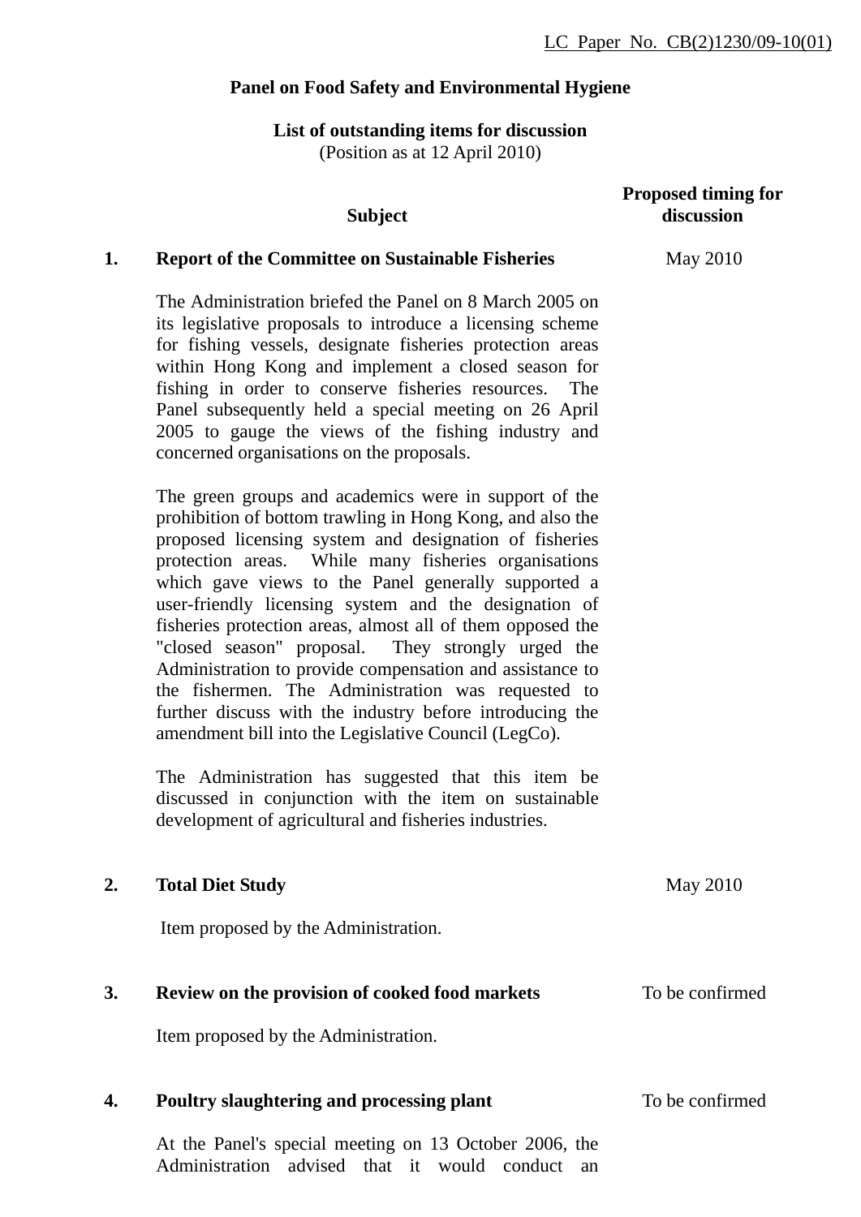LC Paper No. CB(2)1230/09-10(01)

**Panel on Food Safety and Environmental Hygiene**

**List of outstanding items for discussion**
(Position as at 12 April 2010)

| | Subject | Proposed timing for discussion |
|---|---|---|
| **1.** | **Report of the Committee on Sustainable Fisheries** | May 2010 |

The Administration briefed the Panel on 8 March 2005 on its legislative proposals to introduce a licensing scheme for fishing vessels, designate fisheries protection areas within Hong Kong and implement a closed season for fishing in order to conserve fisheries resources. The Panel subsequently held a special meeting on 26 April 2005 to gauge the views of the fishing industry and concerned organisations on the proposals.

The green groups and academics were in support of the prohibition of bottom trawling in Hong Kong, and also the proposed licensing system and designation of fisheries protection areas. While many fisheries organisations which gave views to the Panel generally supported a user-friendly licensing system and the designation of fisheries protection areas, almost all of them opposed the "closed season" proposal. They strongly urged the Administration to provide compensation and assistance to the fishermen. The Administration was requested to further discuss with the industry before introducing the amendment bill into the Legislative Council (LegCo).

The Administration has suggested that this item be discussed in conjunction with the item on sustainable development of agricultural and fisheries industries.

| | | |
|---|---|---|
| **2.** | **Total Diet Study** | May 2010 |

Item proposed by the Administration.

| | | |
|---|---|---|
| **3.** | **Review on the provision of cooked food markets** | To be confirmed |

Item proposed by the Administration.

| | | |
|---|---|---|
| **4.** | **Poultry slaughtering and processing plant** | To be confirmed |

At the Panel's special meeting on 13 October 2006, the Administration advised that it would conduct an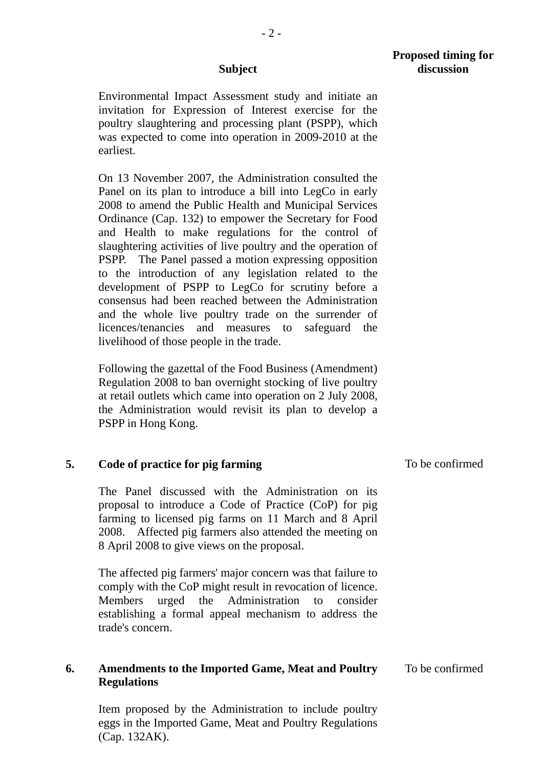| | Subject | Proposed timing for discussion |
|---|---|---|
| | Environmental Impact Assessment study and initiate an invitation for Expression of Interest exercise for the poultry slaughtering and processing plant (PSPP), which was expected to come into operation in 2009-2010 at the earliest.<br><br>On 13 November 2007, the Administration consulted the Panel on its plan to introduce a bill into LegCo in early 2008 to amend the Public Health and Municipal Services Ordinance (Cap. 132) to empower the Secretary for Food and Health to make regulations for the control of slaughtering activities of live poultry and the operation of PSPP. The Panel passed a motion expressing opposition to the introduction of any legislation related to the development of PSPP to LegCo for scrutiny before a consensus had been reached between the Administration and the whole live poultry trade on the surrender of licences/tenancies and measures to safeguard the livelihood of those people in the trade.<br><br>Following the gazettal of the Food Business (Amendment) Regulation 2008 to ban overnight stocking of live poultry at retail outlets which came into operation on 2 July 2008, the Administration would revisit its plan to develop a PSPP in Hong Kong. | |
| **5.** | **Code of practice for pig farming**<br><br>The Panel discussed with the Administration on its proposal to introduce a Code of Practice (CoP) for pig farming to licensed pig farms on 11 March and 8 April 2008. Affected pig farmers also attended the meeting on 8 April 2008 to give views on the proposal.<br><br>The affected pig farmers' major concern was that failure to comply with the CoP might result in revocation of licence. Members urged the Administration to consider establishing a formal appeal mechanism to address the trade's concern. | To be confirmed |
| **6.** | **Amendments to the Imported Game, Meat and Poultry Regulations**<br><br>Item proposed by the Administration to include poultry eggs in the Imported Game, Meat and Poultry Regulations (Cap. 132AK). | To be confirmed |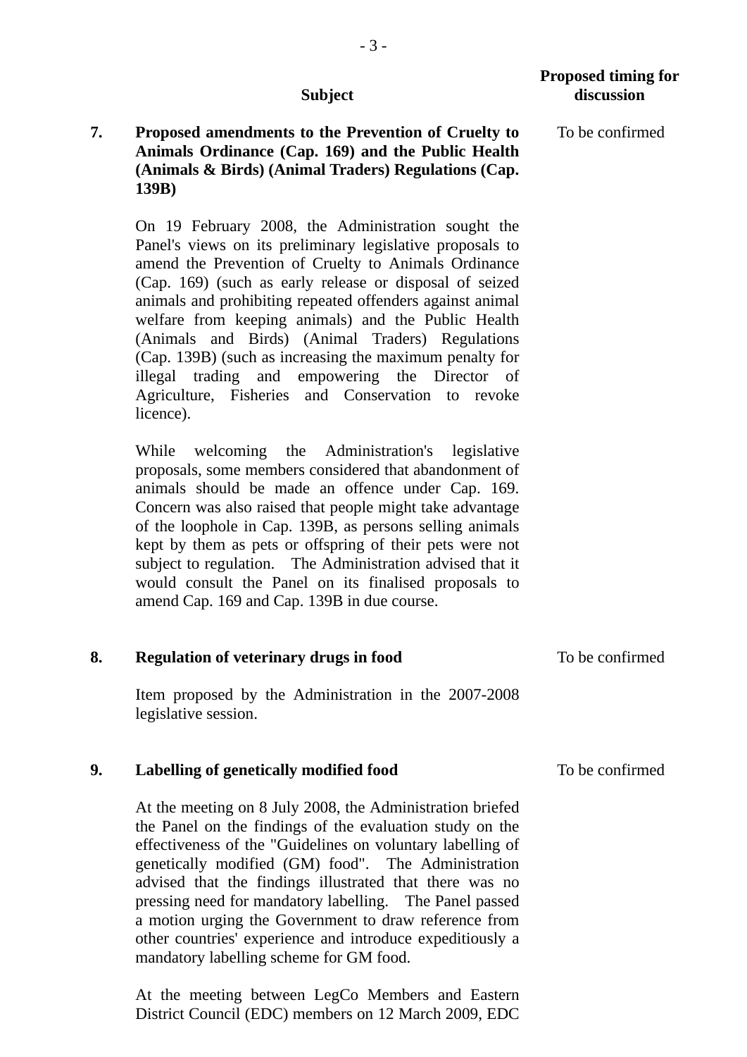| | Subject | Proposed timing for discussion |
|---|---|---|
| **7.** | **Proposed amendments to the Prevention of Cruelty to Animals Ordinance (Cap. 169) and the Public Health (Animals & Birds) (Animal Traders) Regulations (Cap. 139B)** | To be confirmed |
| | On 19 February 2008, the Administration sought the Panel's views on its preliminary legislative proposals to amend the Prevention of Cruelty to Animals Ordinance (Cap. 169) (such as early release or disposal of seized animals and prohibiting repeated offenders against animal welfare from keeping animals) and the Public Health (Animals and Birds) (Animal Traders) Regulations (Cap. 139B) (such as increasing the maximum penalty for illegal trading and empowering the Director of Agriculture, Fisheries and Conservation to revoke licence). | |
| | While welcoming the Administration's legislative proposals, some members considered that abandonment of animals should be made an offence under Cap. 169. Concern was also raised that people might take advantage of the loophole in Cap. 139B, as persons selling animals kept by them as pets or offspring of their pets were not subject to regulation. The Administration advised that it would consult the Panel on its finalised proposals to amend Cap. 169 and Cap. 139B in due course. | |
| **8.** | **Regulation of veterinary drugs in food** | To be confirmed |
| | Item proposed by the Administration in the 2007-2008 legislative session. | |
| **9.** | **Labelling of genetically modified food** | To be confirmed |
| | At the meeting on 8 July 2008, the Administration briefed the Panel on the findings of the evaluation study on the effectiveness of the "Guidelines on voluntary labelling of genetically modified (GM) food". The Administration advised that the findings illustrated that there was no pressing need for mandatory labelling. The Panel passed a motion urging the Government to draw reference from other countries' experience and introduce expeditiously a mandatory labelling scheme for GM food. | |
| | At the meeting between LegCo Members and Eastern District Council (EDC) members on 12 March 2009, EDC | |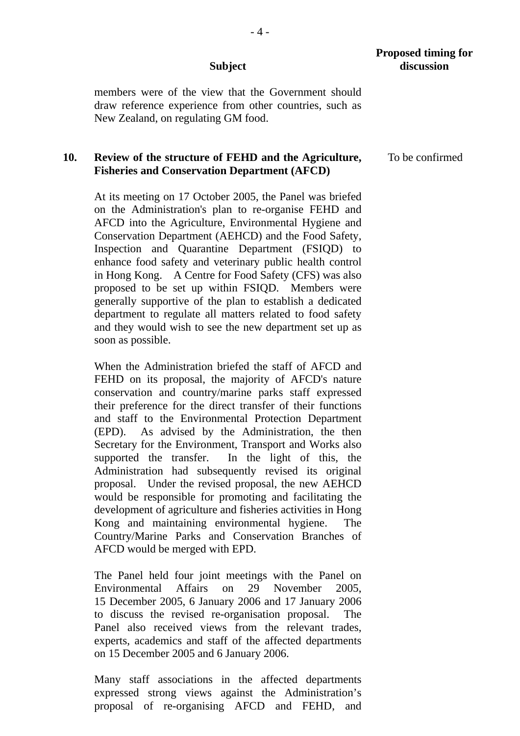| | Subject | Proposed timing for discussion |
|---|---|---|
| | members were of the view that the Government should draw reference experience from other countries, such as New Zealand, on regulating GM food. | |
| **10.** | **Review of the structure of FEHD and the Agriculture, Fisheries and Conservation Department (AFCD)**<br><br>At its meeting on 17 October 2005, the Panel was briefed on the Administration's plan to re-organise FEHD and AFCD into the Agriculture, Environmental Hygiene and Conservation Department (AEHCD) and the Food Safety, Inspection and Quarantine Department (FSIQD) to enhance food safety and veterinary public health control in Hong Kong. A Centre for Food Safety (CFS) was also proposed to be set up within FSIQD. Members were generally supportive of the plan to establish a dedicated department to regulate all matters related to food safety and they would wish to see the new department set up as soon as possible.<br><br>When the Administration briefed the staff of AFCD and FEHD on its proposal, the majority of AFCD's nature conservation and country/marine parks staff expressed their preference for the direct transfer of their functions and staff to the Environmental Protection Department (EPD). As advised by the Administration, the then Secretary for the Environment, Transport and Works also supported the transfer. In the light of this, the Administration had subsequently revised its original proposal. Under the revised proposal, the new AEHCD would be responsible for promoting and facilitating the development of agriculture and fisheries activities in Hong Kong and maintaining environmental hygiene. The Country/Marine Parks and Conservation Branches of AFCD would be merged with EPD.<br><br>The Panel held four joint meetings with the Panel on Environmental Affairs on 29 November 2005, 15 December 2005, 6 January 2006 and 17 January 2006 to discuss the revised re-organisation proposal. The Panel also received views from the relevant trades, experts, academics and staff of the affected departments on 15 December 2005 and 6 January 2006.<br><br>Many staff associations in the affected departments expressed strong views against the Administration's proposal of re-organising AFCD and FEHD, and | To be confirmed |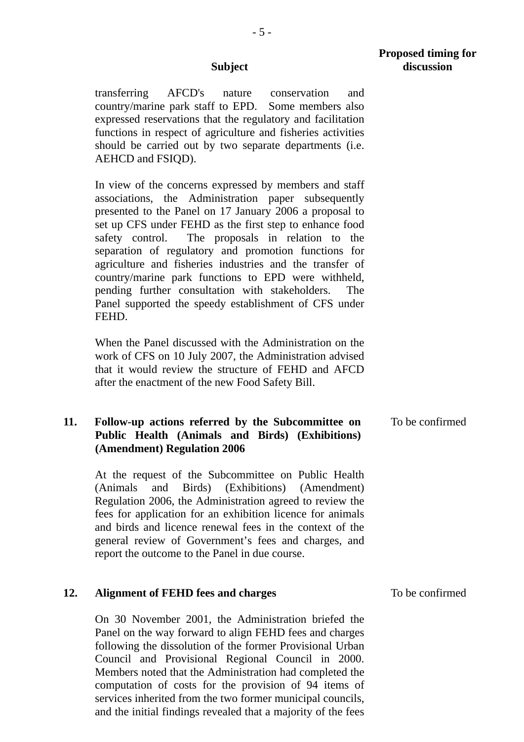| | Subject | Proposed timing for discussion |
|---|---|---|
| | transferring AFCD's nature conservation and country/marine park staff to EPD. Some members also expressed reservations that the regulatory and facilitation functions in respect of agriculture and fisheries activities should be carried out by two separate departments (i.e. AEHCD and FSIQD).<br><br>In view of the concerns expressed by members and staff associations, the Administration paper subsequently presented to the Panel on 17 January 2006 a proposal to set up CFS under FEHD as the first step to enhance food safety control. The proposals in relation to the separation of regulatory and promotion functions for agriculture and fisheries industries and the transfer of country/marine park functions to EPD were withheld, pending further consultation with stakeholders. The Panel supported the speedy establishment of CFS under FEHD.<br><br>When the Panel discussed with the Administration on the work of CFS on 10 July 2007, the Administration advised that it would review the structure of FEHD and AFCD after the enactment of the new Food Safety Bill. | |
| **11.** | **Follow-up actions referred by the Subcommittee on Public Health (Animals and Birds) (Exhibitions) (Amendment) Regulation 2006**<br><br>At the request of the Subcommittee on Public Health (Animals and Birds) (Exhibitions) (Amendment) Regulation 2006, the Administration agreed to review the fees for application for an exhibition licence for animals and birds and licence renewal fees in the context of the general review of Government's fees and charges, and report the outcome to the Panel in due course. | To be confirmed |
| **12.** | **Alignment of FEHD fees and charges**<br><br>On 30 November 2001, the Administration briefed the Panel on the way forward to align FEHD fees and charges following the dissolution of the former Provisional Urban Council and Provisional Regional Council in 2000. Members noted that the Administration had completed the computation of costs for the provision of 94 items of services inherited from the two former municipal councils, and the initial findings revealed that a majority of the fees | To be confirmed |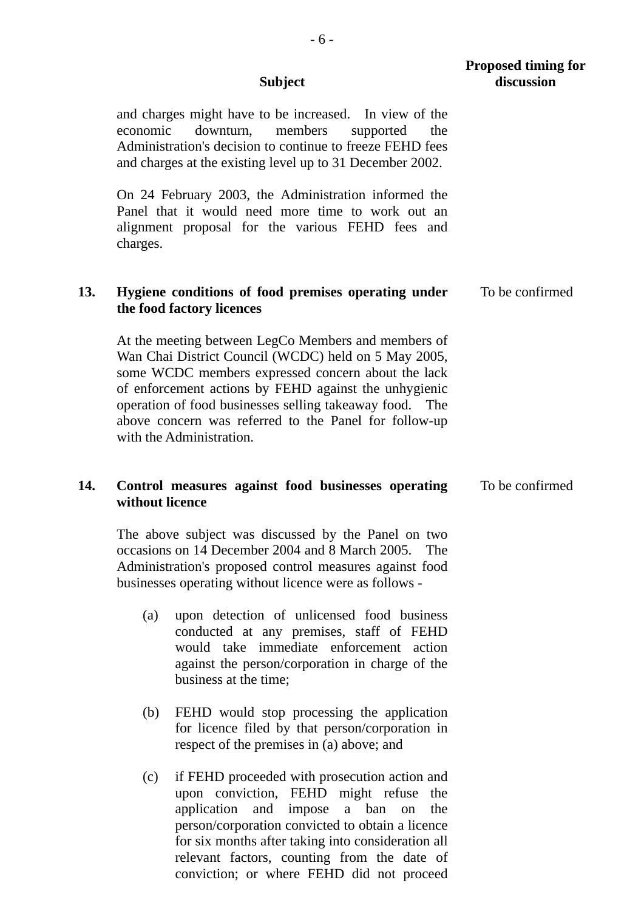| | Subject | Proposed timing for discussion |
|---|---|---|
| | and charges might have to be increased. In view of the economic downturn, members supported the Administration's decision to continue to freeze FEHD fees and charges at the existing level up to 31 December 2002.<br><br>On 24 February 2003, the Administration informed the Panel that it would need more time to work out an alignment proposal for the various FEHD fees and charges. | |
| **13.** | **Hygiene conditions of food premises operating under the food factory licences**<br><br>At the meeting between LegCo Members and members of Wan Chai District Council (WCDC) held on 5 May 2005, some WCDC members expressed concern about the lack of enforcement actions by FEHD against the unhygienic operation of food businesses selling takeaway food. The above concern was referred to the Panel for follow-up with the Administration. | To be confirmed |
| **14.** | **Control measures against food businesses operating without licence**<br><br>The above subject was discussed by the Panel on two occasions on 14 December 2004 and 8 March 2005. The Administration's proposed control measures against food businesses operating without licence were as follows -<br><br>(a) upon detection of unlicensed food business conducted at any premises, staff of FEHD would take immediate enforcement action against the person/corporation in charge of the business at the time;<br><br>(b) FEHD would stop processing the application for licence filed by that person/corporation in respect of the premises in (a) above; and<br><br>(c) if FEHD proceeded with prosecution action and upon conviction, FEHD might refuse the application and impose a ban on the person/corporation convicted to obtain a licence for six months after taking into consideration all relevant factors, counting from the date of conviction; or where FEHD did not proceed | To be confirmed |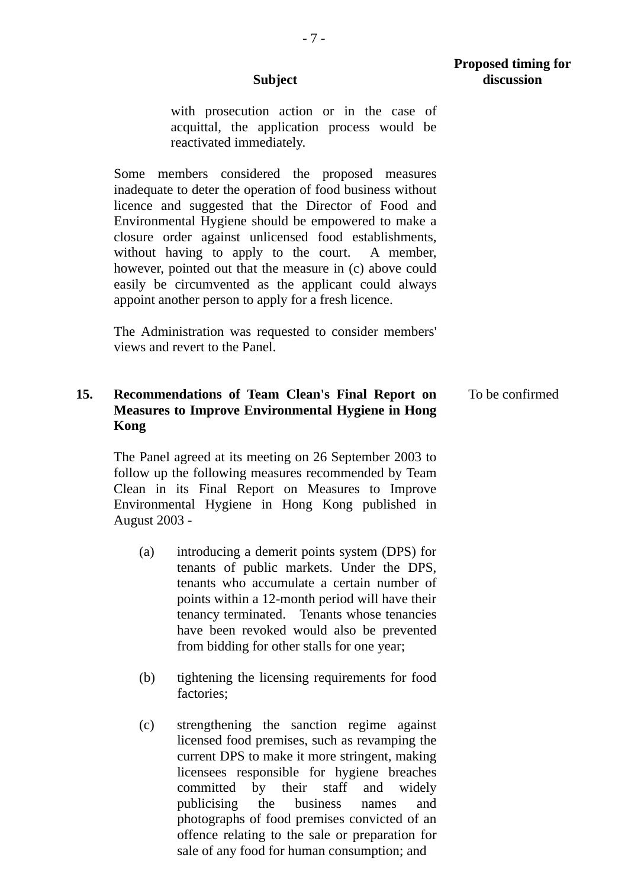| Subject | Proposed timing for discussion |
|---|---|
| with prosecution action or in the case of acquittal, the application process would be reactivated immediately. | |
| Some members considered the proposed measures inadequate to deter the operation of food business without licence and suggested that the Director of Food and Environmental Hygiene should be empowered to make a closure order against unlicensed food establishments, without having to apply to the court. A member, however, pointed out that the measure in (c) above could easily be circumvented as the applicant could always appoint another person to apply for a fresh licence. | |
| The Administration was requested to consider members' views and revert to the Panel. | |
| **15. Recommendations of Team Clean's Final Report on Measures to Improve Environmental Hygiene in Hong Kong** | To be confirmed |
| The Panel agreed at its meeting on 26 September 2003 to follow up the following measures recommended by Team Clean in its Final Report on Measures to Improve Environmental Hygiene in Hong Kong published in August 2003 -<br><br>(a) introducing a demerit points system (DPS) for tenants of public markets. Under the DPS, tenants who accumulate a certain number of points within a 12-month period will have their tenancy terminated. Tenants whose tenancies have been revoked would also be prevented from bidding for other stalls for one year;<br><br>(b) tightening the licensing requirements for food factories;<br><br>(c) strengthening the sanction regime against licensed food premises, such as revamping the current DPS to make it more stringent, making licensees responsible for hygiene breaches committed by their staff and widely publicising the business names and photographs of food premises convicted of an offence relating to the sale or preparation for sale of any food for human consumption; and | |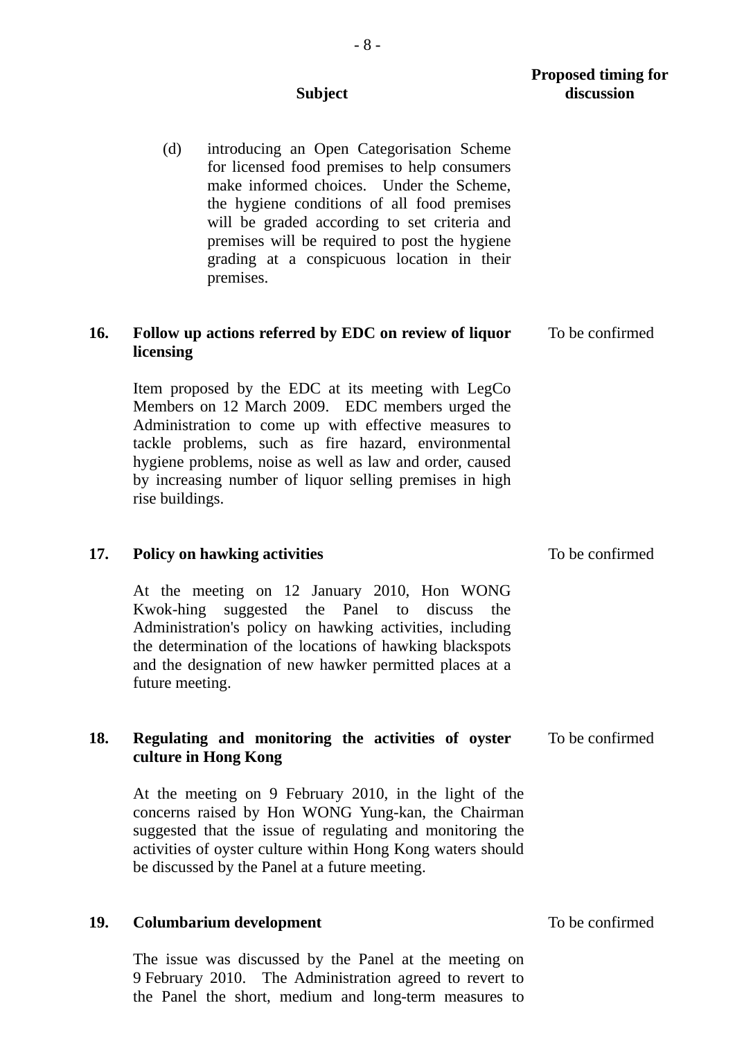| | Subject | Proposed timing for discussion |
|---|---|---|
| | (d) introducing an Open Categorisation Scheme for licensed food premises to help consumers make informed choices. Under the Scheme, the hygiene conditions of all food premises will be graded according to set criteria and premises will be required to post the hygiene grading at a conspicuous location in their premises. | |
| **16.** | **Follow up actions referred by EDC on review of liquor licensing**<br><br>Item proposed by the EDC at its meeting with LegCo Members on 12 March 2009. EDC members urged the Administration to come up with effective measures to tackle problems, such as fire hazard, environmental hygiene problems, noise as well as law and order, caused by increasing number of liquor selling premises in high rise buildings. | To be confirmed |
| **17.** | **Policy on hawking activities**<br><br>At the meeting on 12 January 2010, Hon WONG Kwok-hing suggested the Panel to discuss the Administration's policy on hawking activities, including the determination of the locations of hawking blackspots and the designation of new hawker permitted places at a future meeting. | To be confirmed |
| **18.** | **Regulating and monitoring the activities of oyster culture in Hong Kong**<br><br>At the meeting on 9 February 2010, in the light of the concerns raised by Hon WONG Yung-kan, the Chairman suggested that the issue of regulating and monitoring the activities of oyster culture within Hong Kong waters should be discussed by the Panel at a future meeting. | To be confirmed |
| **19.** | **Columbarium development**<br><br>The issue was discussed by the Panel at the meeting on 9 February 2010. The Administration agreed to revert to the Panel the short, medium and long-term measures to | To be confirmed |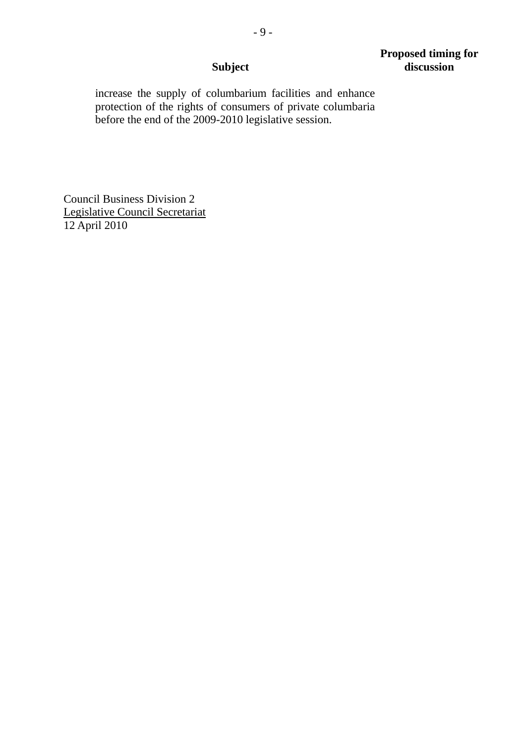| Subject | Proposed timing for discussion |
| --- | --- |
| increase the supply of columbarium facilities and enhance protection of the rights of consumers of private columbaria before the end of the 2009-2010 legislative session. | |

Council Business Division 2
Legislative Council Secretariat
12 April 2010